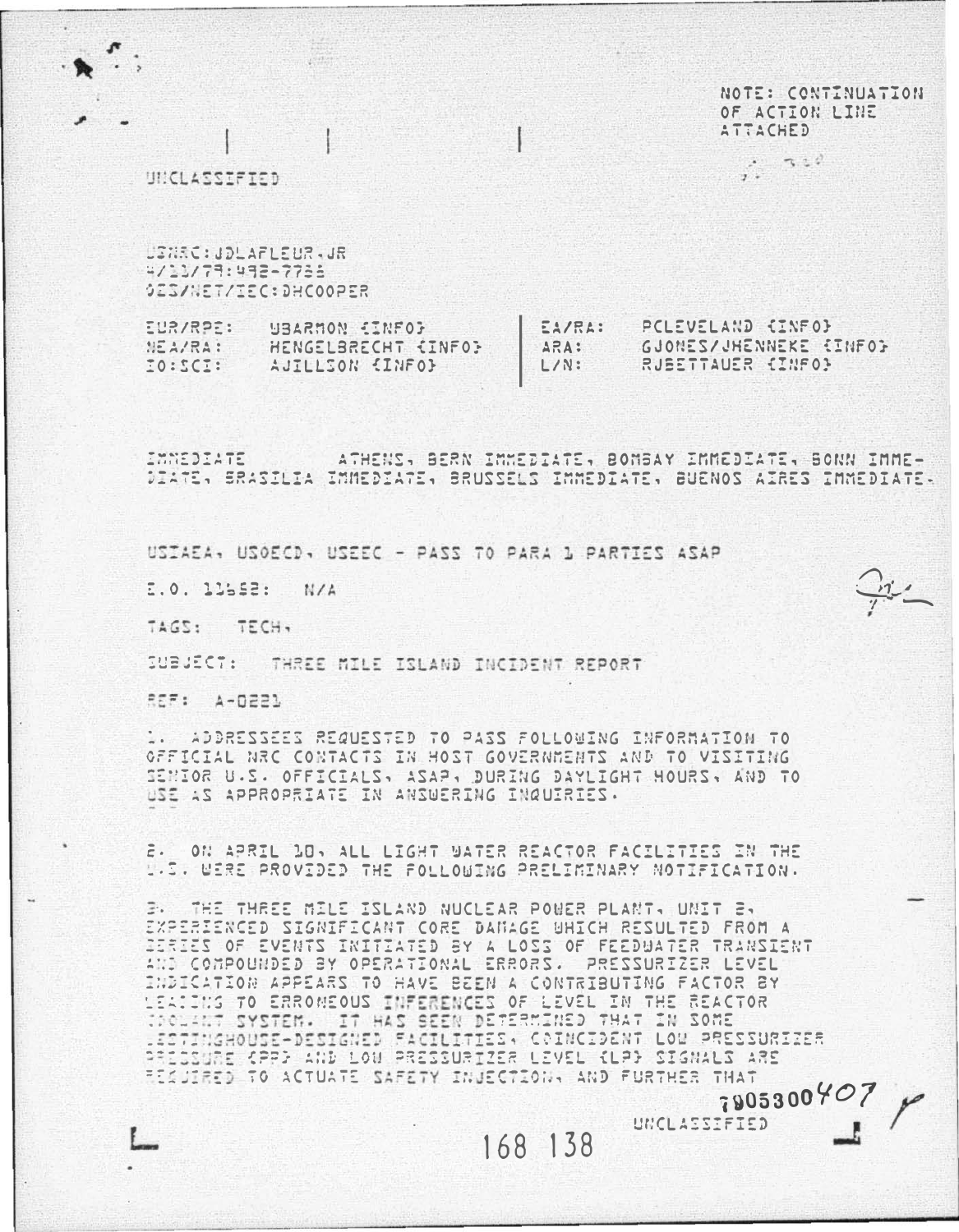NOTE: CONTINUATION OF ACTION LINE ATTACHED

UNCLASSIFIED

USNRC:JDLAFLEUR,JR
4/11/79:492-7788
OES/NET/IEC:DHCOOPER

| | | | |
|---|---|---|---|
| EUR/RPE: | WBARMON (INFO) | EA/RA: | PCLEVELAND (INFO) |
| NEA/RA: | HENGELBRECHT (INFO) | ARA: | GJONES/JHENNEKE (INFO) |
| IO:SCI: | AJILLSON (INFO) | L/N: | RJBETTAUER (INFO) |

IMMEDIATE ATHENS, BERN IMMEDIATE, BOMBAY IMMEDIATE, BONN IMMEDIATE, BRASILIA IMMEDIATE, BRUSSELS IMMEDIATE, BUENOS AIRES IMMEDIATE.

USIAEA, USOECD, USEEC - PASS TO PARA 1 PARTIES ASAP

E.O. 11652: N/A

TAGS: TECH,

SUBJECT: THREE MILE ISLAND INCIDENT REPORT

REF: A-0221

1. ADDRESSEES REQUESTED TO PASS FOLLOWING INFORMATION TO OFFICIAL NRC CONTACTS IN HOST GOVERNMENTS AND TO VISITING SENIOR U.S. OFFICIALS, ASAP, DURING DAYLIGHT HOURS, AND TO USE AS APPROPRIATE IN ANSWERING INQUIRIES.

2. ON APRIL 10, ALL LIGHT WATER REACTOR FACILITIES IN THE U.S. WERE PROVIDED THE FOLLOWING PRELIMINARY NOTIFICATION.

3. THE THREE MILE ISLAND NUCLEAR POWER PLANT, UNIT 2, EXPERIENCED SIGNIFICANT CORE DAMAGE WHICH RESULTED FROM A SERIES OF EVENTS INITIATED BY A LOSS OF FEEDWATER TRANSIENT AND COMPOUNDED BY OPERATIONAL ERRORS. PRESSURIZER LEVEL INDICATION APPEARS TO HAVE BEEN A CONTRIBUTING FACTOR BY LEADING TO ERRONEOUS INFERENCES OF LEVEL IN THE REACTOR COOLANT SYSTEM. IT HAS BEEN DETERMINED THAT IN SOME WESTINGHOUSE-DESIGNED FACILITIES, COINCIDENT LOW PRESSURIZER PRESSURE (PP) AND LOW PRESSURIZER LEVEL (LP) SIGNALS ARE REQUIRED TO ACTUATE SAFETY INJECTION, AND FURTHER THAT

7905300407

UNCLASSIFIED

168 138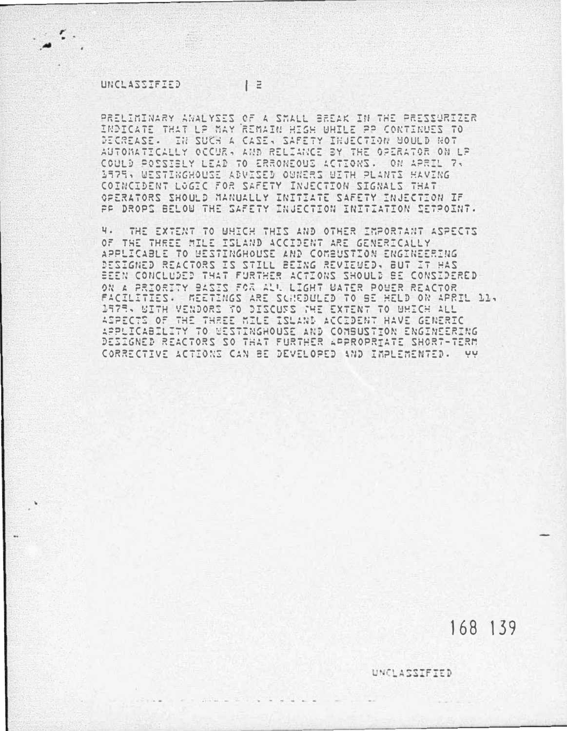PRELIMINARY ANALYSES OF A SMALL BREAK IN THE PRESSURIZER INDICATE THAT LP MAY REMAIN HIGH WHILE PP CONTINUES TO DECREASE. IN SUCH A CASE, SAFETY INJECTION WOULD NOT AUTOMATICALLY OCCUR, AND RELIANCE BY THE OPERATOR ON LP COULD POSSIBLY LEAD TO ERRONEOUS ACTIONS. ON APRIL 7, 1979, WESTINGHOUSE ADVISED OWNERS WITH PLANTS HAVING COINCIDENT LOGIC FOR SAFETY INJECTION SIGNALS THAT OPERATORS SHOULD MANUALLY INITIATE SAFETY INJECTION IF PP DROPS BELOW THE SAFETY INJECTION INITIATION SETPOINT.

4. THE EXTENT TO WHICH THIS AND OTHER IMPORTANT ASPECTS OF THE THREE MILE ISLAND ACCIDENT ARE GENERICALLY APPLICABLE TO WESTINGHOUSE AND COMBUSTION ENGINEERING DESIGNED REACTORS IS STILL BEING REVIEWED, BUT IT HAS BEEN CONCLUDED THAT FURTHER ACTIONS SHOULD BE CONSIDERED ON A PRIORITY BASIS FOR ALL LIGHT WATER POWER REACTOR FACILITIES. MEETINGS ARE SCHEDULED TO BE HELD ON APRIL 11, 1979, WITH VENDORS TO DISCUSS THE EXTENT TO WHICH ALL ASPECTS OF THE THREE MILE ISLAND ACCIDENT HAVE GENERIC APPLICABILITY TO WESTINGHOUSE AND COMBUSTION ENGINEERING DESIGNED REACTORS SO THAT FURTHER APPROPRIATE SHORT-TERM CORRECTIVE ACTIONS CAN BE DEVELOPED AND IMPLEMENTED. YY

168 139